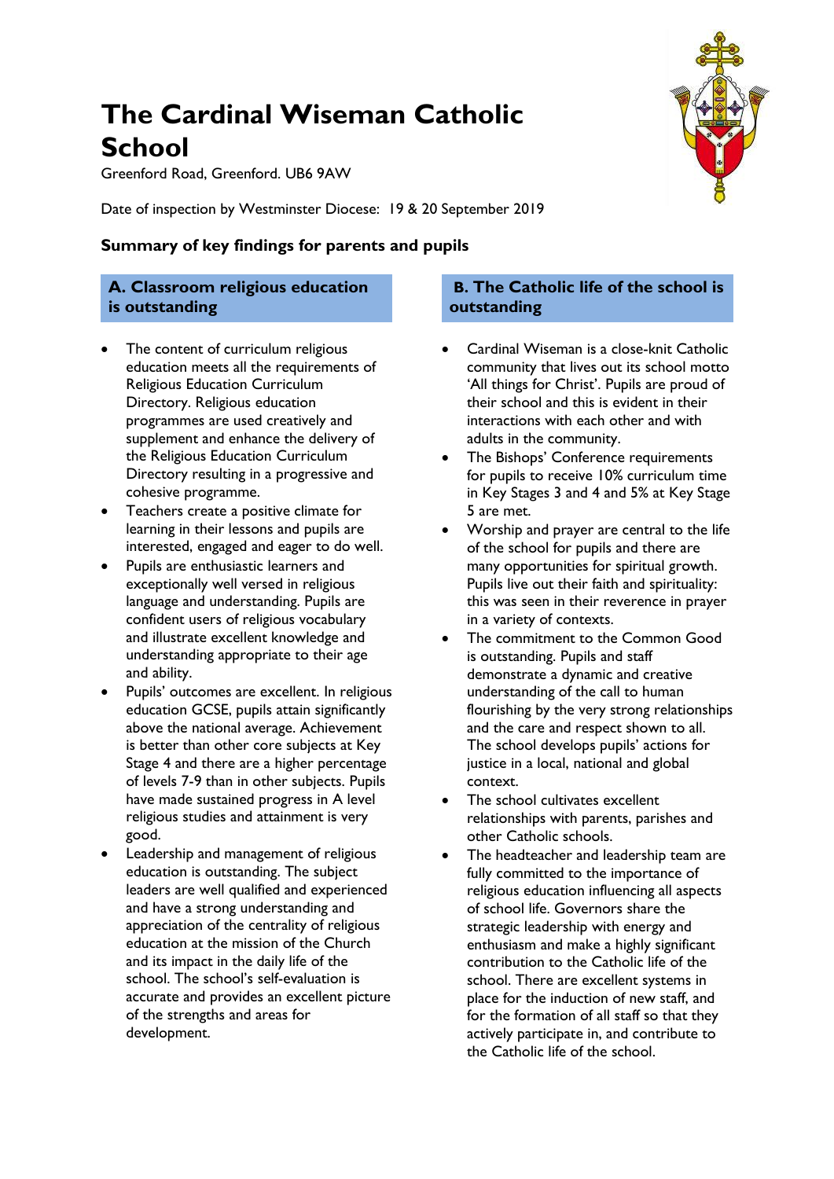# The Cardinal Wiseman Catholic School

Greenford Road, Greenford. UB6 9AW

Date of inspection by Westminster Diocese: 19 & 20 September 2019

## Summary of key findings for parents and pupils

### A. Classroom religious education is outstanding

- The content of curriculum religious education meets all the requirements of Religious Education Curriculum Directory. Religious education programmes are used creatively and supplement and enhance the delivery of the Religious Education Curriculum Directory resulting in a progressive and cohesive programme.
- Teachers create a positive climate for learning in their lessons and pupils are interested, engaged and eager to do well.
- Pupils are enthusiastic learners and exceptionally well versed in religious language and understanding. Pupils are confident users of religious vocabulary and illustrate excellent knowledge and understanding appropriate to their age and ability.
- Pupils' outcomes are excellent. In religious education GCSE, pupils attain significantly above the national average. Achievement is better than other core subjects at Key Stage 4 and there are a higher percentage of levels 7-9 than in other subjects. Pupils have made sustained progress in A level religious studies and attainment is very good.
- Leadership and management of religious education is outstanding. The subject leaders are well qualified and experienced and have a strong understanding and appreciation of the centrality of religious education at the mission of the Church and its impact in the daily life of the school. The school's self-evaluation is accurate and provides an excellent picture of the strengths and areas for development.

### B. The Catholic life of the school is outstanding

- Cardinal Wiseman is a close-knit Catholic community that lives out its school motto 'All things for Christ'. Pupils are proud of their school and this is evident in their interactions with each other and with adults in the community.
- The Bishops' Conference requirements for pupils to receive 10% curriculum time in Key Stages 3 and 4 and 5% at Key Stage 5 are met.
- Worship and prayer are central to the life of the school for pupils and there are many opportunities for spiritual growth. Pupils live out their faith and spirituality: this was seen in their reverence in prayer in a variety of contexts.
- The commitment to the Common Good is outstanding. Pupils and staff demonstrate a dynamic and creative understanding of the call to human flourishing by the very strong relationships and the care and respect shown to all. The school develops pupils' actions for justice in a local, national and global context.
- The school cultivates excellent relationships with parents, parishes and other Catholic schools.
- The headteacher and leadership team are fully committed to the importance of religious education influencing all aspects of school life. Governors share the strategic leadership with energy and enthusiasm and make a highly significant contribution to the Catholic life of the school. There are excellent systems in place for the induction of new staff, and for the formation of all staff so that they actively participate in, and contribute to the Catholic life of the school.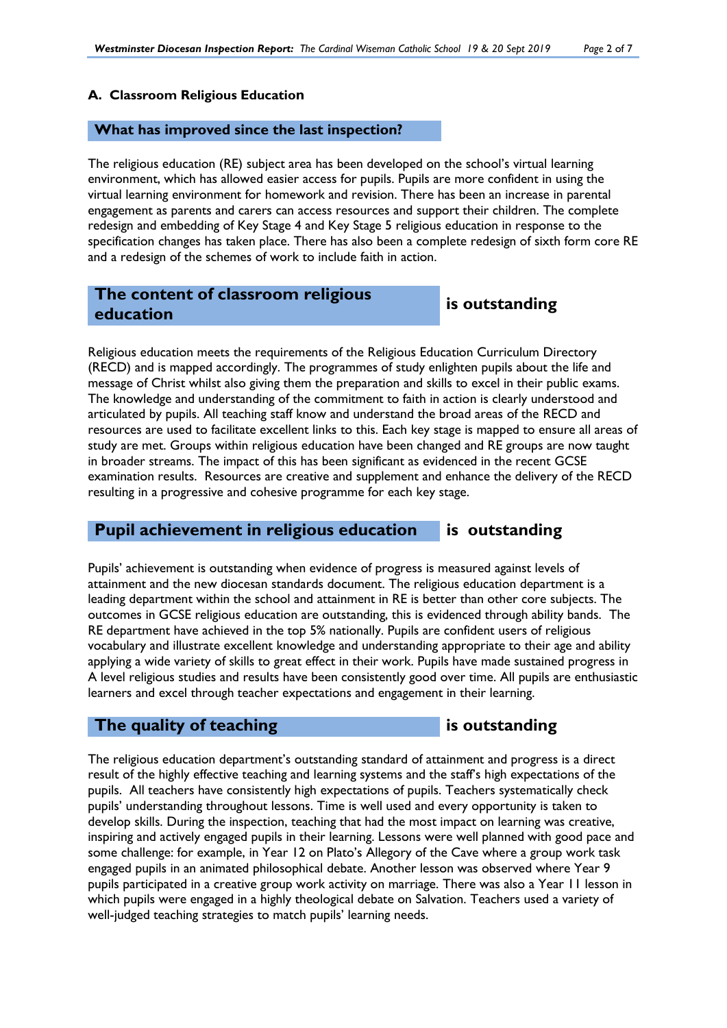### A. Classroom Religious Education

#### What has improved since the last inspection?

The religious education (RE) subject area has been developed on the school's virtual learning environment, which has allowed easier access for pupils. Pupils are more confident in using the virtual learning environment for homework and revision. There has been an increase in parental engagement as parents and carers can access resources and support their children. The complete redesign and embedding of Key Stage 4 and Key Stage 5 religious education in response to the specification changes has taken place. There has also been a complete redesign of sixth form core RE and a redesign of the schemes of work to include faith in action.

#### The content of classroom religious education — is outstanding

Religious education meets the requirements of the Religious Education Curriculum Directory (RECD) and is mapped accordingly. The programmes of study enlighten pupils about the life and message of Christ whilst also giving them the preparation and skills to excel in their public exams. The knowledge and understanding of the commitment to faith in action is clearly understood and articulated by pupils. All teaching staff know and understand the broad areas of the RECD and resources are used to facilitate excellent links to this. Each key stage is mapped to ensure all areas of study are met. Groups within religious education have been changed and RE groups are now taught in broader streams. The impact of this has been significant as evidenced in the recent GCSE examination results. Resources are creative and supplement and enhance the delivery of the RECD resulting in a progressive and cohesive programme for each key stage.

#### Pupil achievement in religious education — is outstanding

Pupils' achievement is outstanding when evidence of progress is measured against levels of attainment and the new diocesan standards document. The religious education department is a leading department within the school and attainment in RE is better than other core subjects. The outcomes in GCSE religious education are outstanding, this is evidenced through ability bands. The RE department have achieved in the top 5% nationally. Pupils are confident users of religious vocabulary and illustrate excellent knowledge and understanding appropriate to their age and ability applying a wide variety of skills to great effect in their work. Pupils have made sustained progress in A level religious studies and results have been consistently good over time. All pupils are enthusiastic learners and excel through teacher expectations and engagement in their learning.

#### The quality of teaching — is outstanding

The religious education department's outstanding standard of attainment and progress is a direct result of the highly effective teaching and learning systems and the staff's high expectations of the pupils. All teachers have consistently high expectations of pupils. Teachers systematically check pupils' understanding throughout lessons. Time is well used and every opportunity is taken to develop skills. During the inspection, teaching that had the most impact on learning was creative, inspiring and actively engaged pupils in their learning. Lessons were well planned with good pace and some challenge: for example, in Year 12 on Plato's Allegory of the Cave where a group work task engaged pupils in an animated philosophical debate. Another lesson was observed where Year 9 pupils participated in a creative group work activity on marriage. There was also a Year 11 lesson in which pupils were engaged in a highly theological debate on Salvation. Teachers used a variety of well-judged teaching strategies to match pupils' learning needs.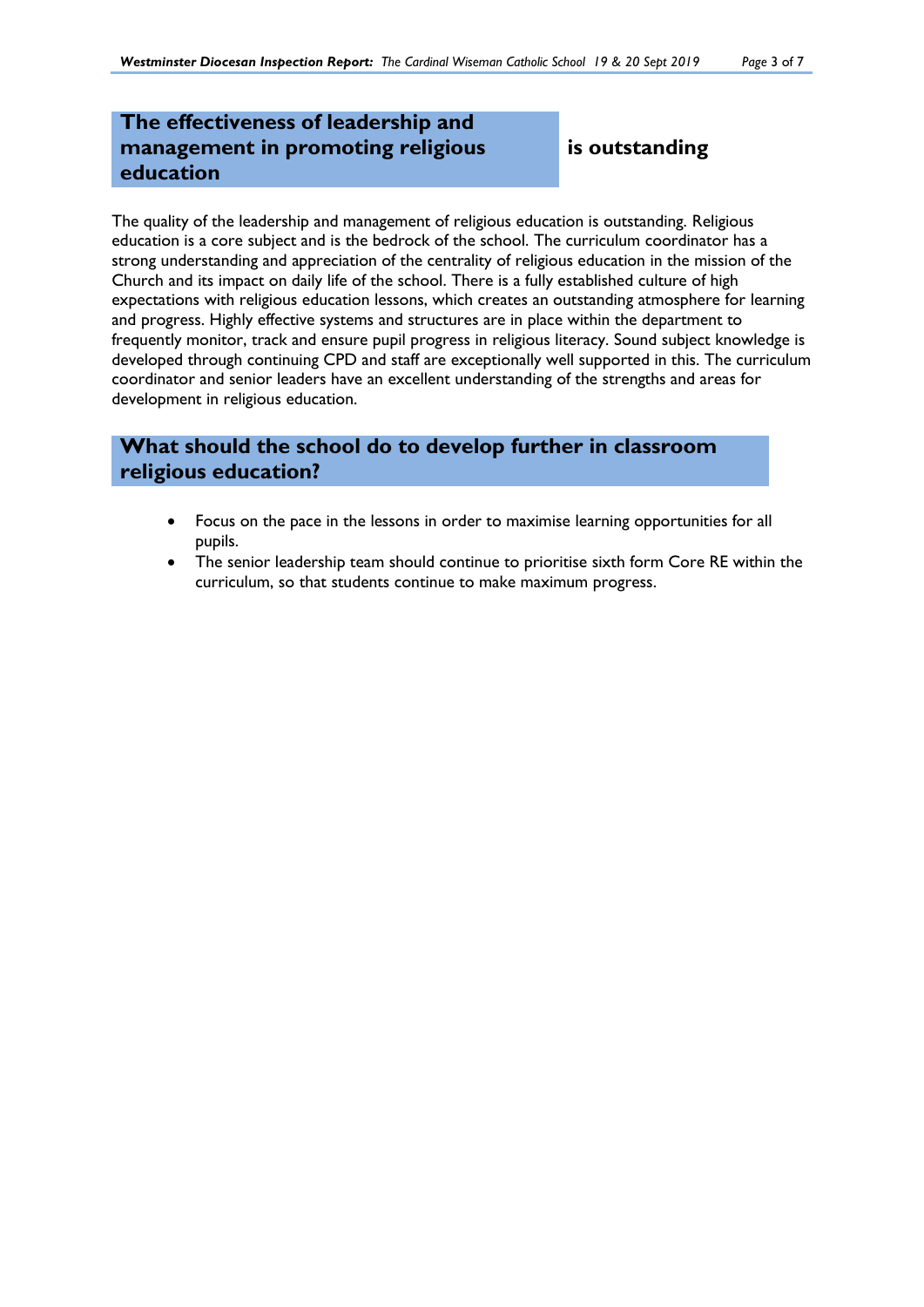## The effectiveness of leadership and management in promoting religious education is outstanding

The quality of the leadership and management of religious education is outstanding. Religious education is a core subject and is the bedrock of the school. The curriculum coordinator has a strong understanding and appreciation of the centrality of religious education in the mission of the Church and its impact on daily life of the school. There is a fully established culture of high expectations with religious education lessons, which creates an outstanding atmosphere for learning and progress. Highly effective systems and structures are in place within the department to frequently monitor, track and ensure pupil progress in religious literacy. Sound subject knowledge is developed through continuing CPD and staff are exceptionally well supported in this. The curriculum coordinator and senior leaders have an excellent understanding of the strengths and areas for development in religious education.

## What should the school do to develop further in classroom religious education?

- Focus on the pace in the lessons in order to maximise learning opportunities for all pupils.
- The senior leadership team should continue to prioritise sixth form Core RE within the curriculum, so that students continue to make maximum progress.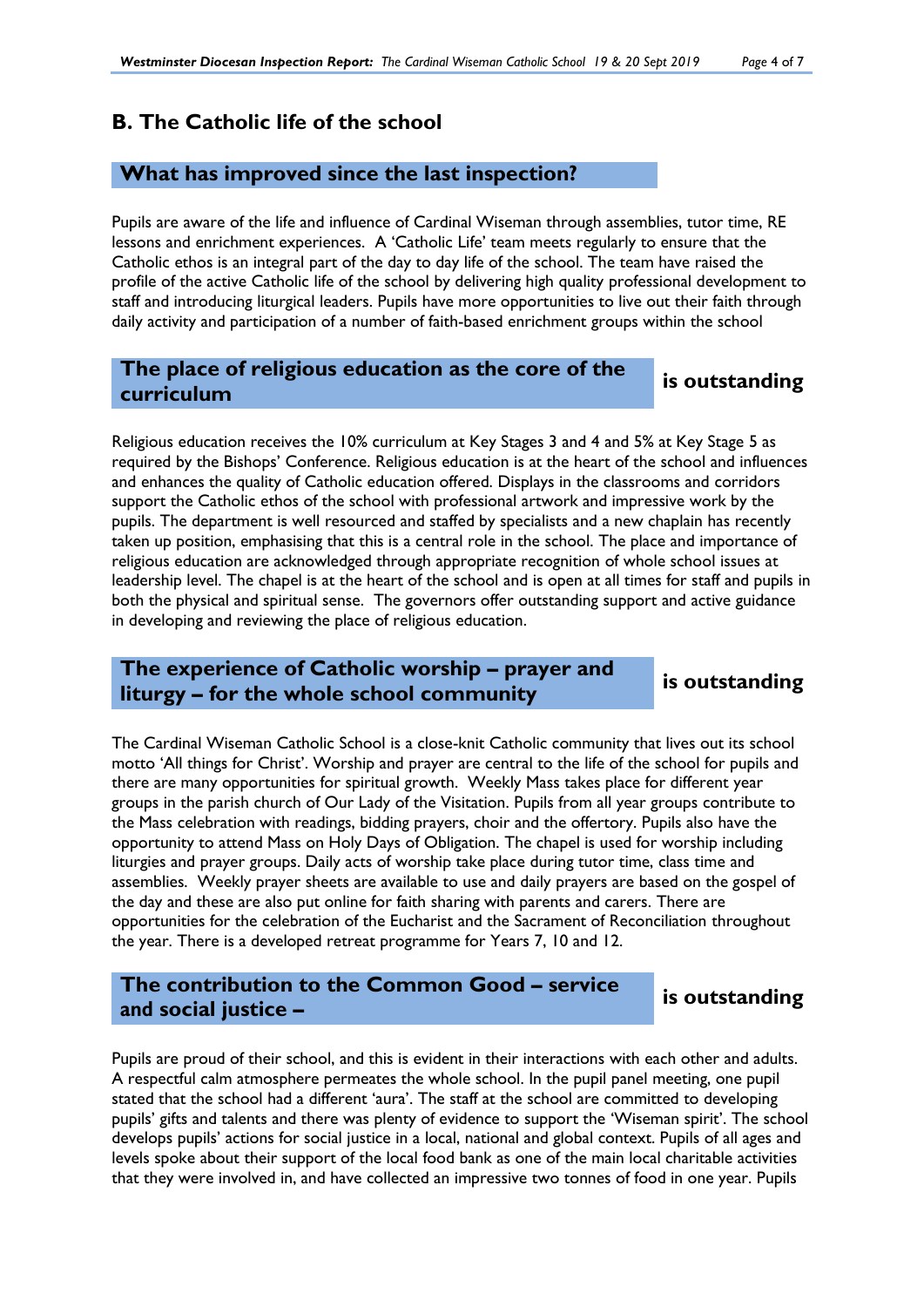## B. The Catholic life of the school

### What has improved since the last inspection?

Pupils are aware of the life and influence of Cardinal Wiseman through assemblies, tutor time, RE lessons and enrichment experiences. A 'Catholic Life' team meets regularly to ensure that the Catholic ethos is an integral part of the day to day life of the school. The team have raised the profile of the active Catholic life of the school by delivering high quality professional development to staff and introducing liturgical leaders. Pupils have more opportunities to live out their faith through daily activity and participation of a number of faith-based enrichment groups within the school

### The place of religious education as the core of the curriculum **is outstanding**

Religious education receives the 10% curriculum at Key Stages 3 and 4 and 5% at Key Stage 5 as required by the Bishops' Conference. Religious education is at the heart of the school and influences and enhances the quality of Catholic education offered. Displays in the classrooms and corridors support the Catholic ethos of the school with professional artwork and impressive work by the pupils. The department is well resourced and staffed by specialists and a new chaplain has recently taken up position, emphasising that this is a central role in the school. The place and importance of religious education are acknowledged through appropriate recognition of whole school issues at leadership level. The chapel is at the heart of the school and is open at all times for staff and pupils in both the physical and spiritual sense. The governors offer outstanding support and active guidance in developing and reviewing the place of religious education.

### The experience of Catholic worship – prayer and liturgy – for the whole school community **is outstanding**

The Cardinal Wiseman Catholic School is a close-knit Catholic community that lives out its school motto 'All things for Christ'. Worship and prayer are central to the life of the school for pupils and there are many opportunities for spiritual growth. Weekly Mass takes place for different year groups in the parish church of Our Lady of the Visitation. Pupils from all year groups contribute to the Mass celebration with readings, bidding prayers, choir and the offertory. Pupils also have the opportunity to attend Mass on Holy Days of Obligation. The chapel is used for worship including liturgies and prayer groups. Daily acts of worship take place during tutor time, class time and assemblies. Weekly prayer sheets are available to use and daily prayers are based on the gospel of the day and these are also put online for faith sharing with parents and carers. There are opportunities for the celebration of the Eucharist and the Sacrament of Reconciliation throughout the year. There is a developed retreat programme for Years 7, 10 and 12.

### The contribution to the Common Good – service and social justice – **is outstanding**

Pupils are proud of their school, and this is evident in their interactions with each other and adults. A respectful calm atmosphere permeates the whole school. In the pupil panel meeting, one pupil stated that the school had a different 'aura'. The staff at the school are committed to developing pupils' gifts and talents and there was plenty of evidence to support the 'Wiseman spirit'. The school develops pupils' actions for social justice in a local, national and global context. Pupils of all ages and levels spoke about their support of the local food bank as one of the main local charitable activities that they were involved in, and have collected an impressive two tonnes of food in one year. Pupils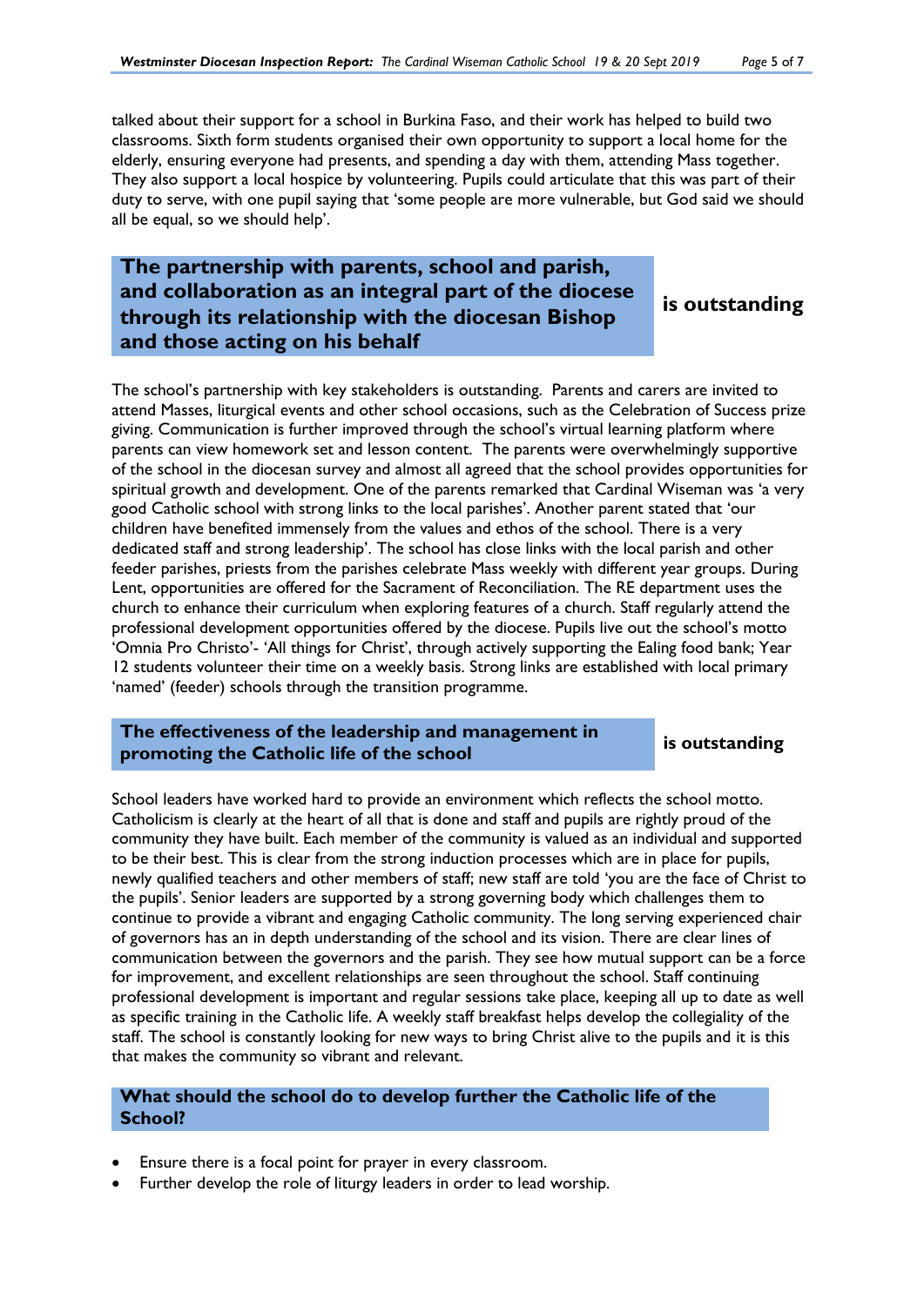talked about their support for a school in Burkina Faso, and their work has helped to build two classrooms. Sixth form students organised their own opportunity to support a local home for the elderly, ensuring everyone had presents, and spending a day with them, attending Mass together. They also support a local hospice by volunteering. Pupils could articulate that this was part of their duty to serve, with one pupil saying that 'some people are more vulnerable, but God said we should all be equal, so we should help'.

## The partnership with parents, school and parish, and collaboration as an integral part of the diocese through its relationship with the diocesan Bishop and those acting on his behalf — is outstanding

The school's partnership with key stakeholders is outstanding. Parents and carers are invited to attend Masses, liturgical events and other school occasions, such as the Celebration of Success prize giving. Communication is further improved through the school's virtual learning platform where parents can view homework set and lesson content. The parents were overwhelmingly supportive of the school in the diocesan survey and almost all agreed that the school provides opportunities for spiritual growth and development. One of the parents remarked that Cardinal Wiseman was 'a very good Catholic school with strong links to the local parishes'. Another parent stated that 'our children have benefited immensely from the values and ethos of the school. There is a very dedicated staff and strong leadership'. The school has close links with the local parish and other feeder parishes, priests from the parishes celebrate Mass weekly with different year groups. During Lent, opportunities are offered for the Sacrament of Reconciliation. The RE department uses the church to enhance their curriculum when exploring features of a church. Staff regularly attend the professional development opportunities offered by the diocese. Pupils live out the school's motto 'Omnia Pro Christo'- 'All things for Christ', through actively supporting the Ealing food bank; Year 12 students volunteer their time on a weekly basis. Strong links are established with local primary 'named' (feeder) schools through the transition programme.

## The effectiveness of the leadership and management in promoting the Catholic life of the school — is outstanding

School leaders have worked hard to provide an environment which reflects the school motto. Catholicism is clearly at the heart of all that is done and staff and pupils are rightly proud of the community they have built. Each member of the community is valued as an individual and supported to be their best. This is clear from the strong induction processes which are in place for pupils, newly qualified teachers and other members of staff; new staff are told 'you are the face of Christ to the pupils'. Senior leaders are supported by a strong governing body which challenges them to continue to provide a vibrant and engaging Catholic community. The long serving experienced chair of governors has an in depth understanding of the school and its vision. There are clear lines of communication between the governors and the parish. They see how mutual support can be a force for improvement, and excellent relationships are seen throughout the school. Staff continuing professional development is important and regular sessions take place, keeping all up to date as well as specific training in the Catholic life. A weekly staff breakfast helps develop the collegiality of the staff. The school is constantly looking for new ways to bring Christ alive to the pupils and it is this that makes the community so vibrant and relevant.

## What should the school do to develop further the Catholic life of the School?

- Ensure there is a focal point for prayer in every classroom.
- Further develop the role of liturgy leaders in order to lead worship.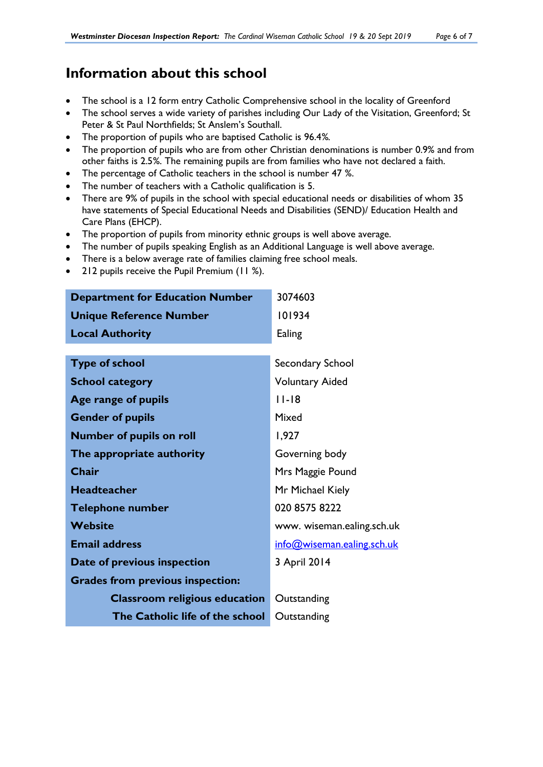## Information about this school

- The school is a 12 form entry Catholic Comprehensive school in the locality of Greenford
- The school serves a wide variety of parishes including Our Lady of the Visitation, Greenford; St Peter & St Paul Northfields; St Anslem's Southall.
- The proportion of pupils who are baptised Catholic is 96.4%.
- The proportion of pupils who are from other Christian denominations is number 0.9% and from other faiths is 2.5%. The remaining pupils are from families who have not declared a faith.
- The percentage of Catholic teachers in the school is number 47 %.
- The number of teachers with a Catholic qualification is 5.
- There are 9% of pupils in the school with special educational needs or disabilities of whom 35 have statements of Special Educational Needs and Disabilities (SEND)/ Education Health and Care Plans (EHCP).
- The proportion of pupils from minority ethnic groups is well above average.
- The number of pupils speaking English as an Additional Language is well above average.
- There is a below average rate of families claiming free school meals.
- 212 pupils receive the Pupil Premium (11 %).

| | |
|---|---|
| **Department for Education Number** | 3074603 |
| **Unique Reference Number** | 101934 |
| **Local Authority** | Ealing |

| | |
|---|---|
| **Type of school** | Secondary School |
| **School category** | Voluntary Aided |
| **Age range of pupils** | 11-18 |
| **Gender of pupils** | Mixed |
| **Number of pupils on roll** | 1,927 |
| **The appropriate authority** | Governing body |
| **Chair** | Mrs Maggie Pound |
| **Headteacher** | Mr Michael Kiely |
| **Telephone number** | 020 8575 8222 |
| **Website** | www. wiseman.ealing.sch.uk |
| **Email address** | info@wiseman.ealing.sch.uk |
| **Date of previous inspection** | 3 April 2014 |
| **Grades from previous inspection:** | |
| **Classroom religious education** | Outstanding |
| **The Catholic life of the school** | Outstanding |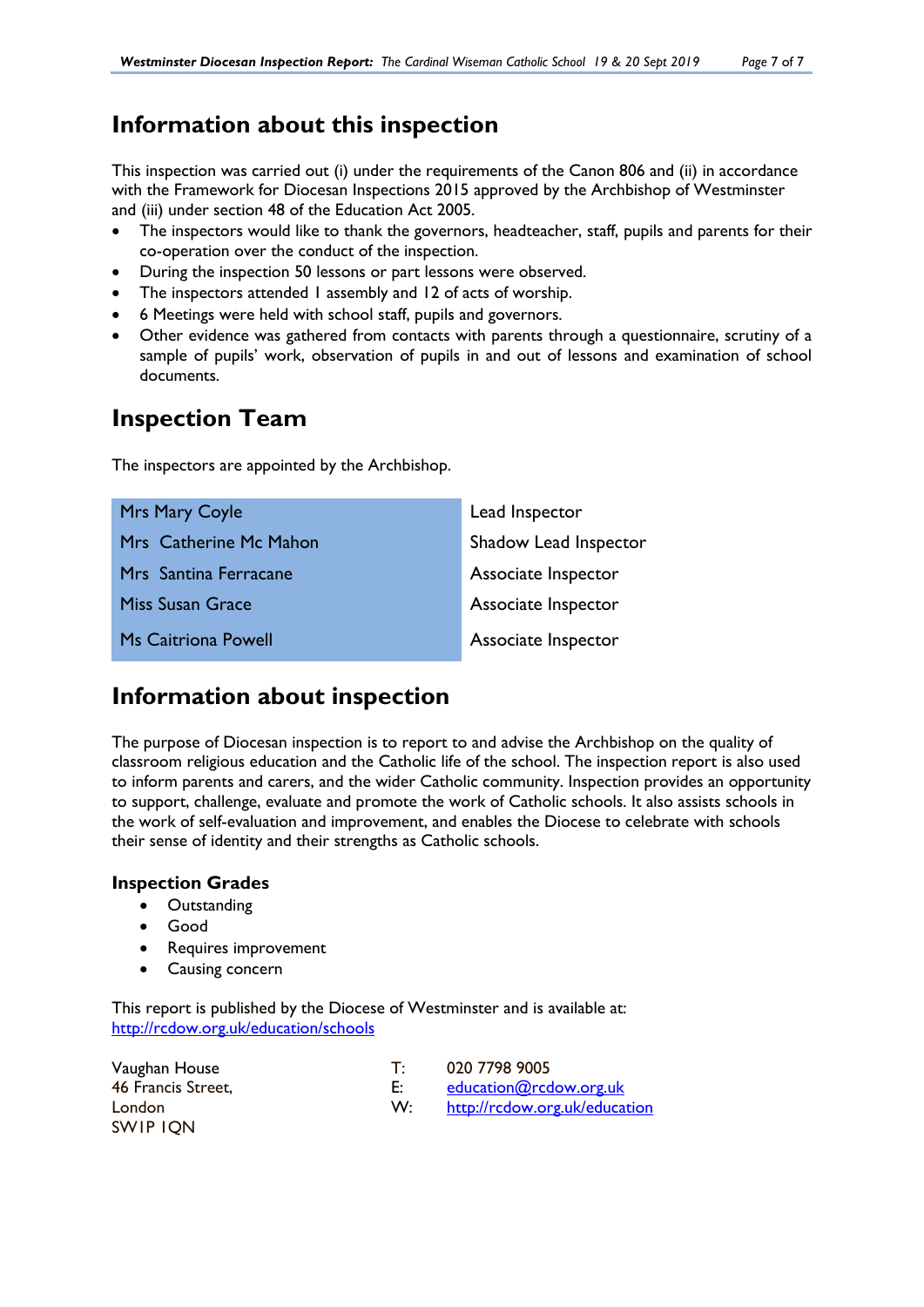## Information about this inspection

This inspection was carried out (i) under the requirements of the Canon 806 and (ii) in accordance with the Framework for Diocesan Inspections 2015 approved by the Archbishop of Westminster and (iii) under section 48 of the Education Act 2005.

- The inspectors would like to thank the governors, headteacher, staff, pupils and parents for their co-operation over the conduct of the inspection.
- During the inspection 50 lessons or part lessons were observed.
- The inspectors attended 1 assembly and 12 of acts of worship.
- 6 Meetings were held with school staff, pupils and governors.
- Other evidence was gathered from contacts with parents through a questionnaire, scrutiny of a sample of pupils' work, observation of pupils in and out of lessons and examination of school documents.

## Inspection Team

The inspectors are appointed by the Archbishop.

| | |
|---|---|
| Mrs Mary Coyle | Lead Inspector |
| Mrs Catherine Mc Mahon | Shadow Lead Inspector |
| Mrs Santina Ferracane | Associate Inspector |
| Miss Susan Grace | Associate Inspector |
| Ms Caitriona Powell | Associate Inspector |

## Information about inspection

The purpose of Diocesan inspection is to report to and advise the Archbishop on the quality of classroom religious education and the Catholic life of the school. The inspection report is also used to inform parents and carers, and the wider Catholic community. Inspection provides an opportunity to support, challenge, evaluate and promote the work of Catholic schools. It also assists schools in the work of self-evaluation and improvement, and enables the Diocese to celebrate with schools their sense of identity and their strengths as Catholic schools.

### Inspection Grades

- Outstanding
- Good
- Requires improvement
- Causing concern

This report is published by the Diocese of Westminster and is available at:
http://rcdow.org.uk/education/schools

Vaughan House
46 Francis Street,
London
SW1P 1QN

T: 020 7798 9005
E: education@rcdow.org.uk
W: http://rcdow.org.uk/education